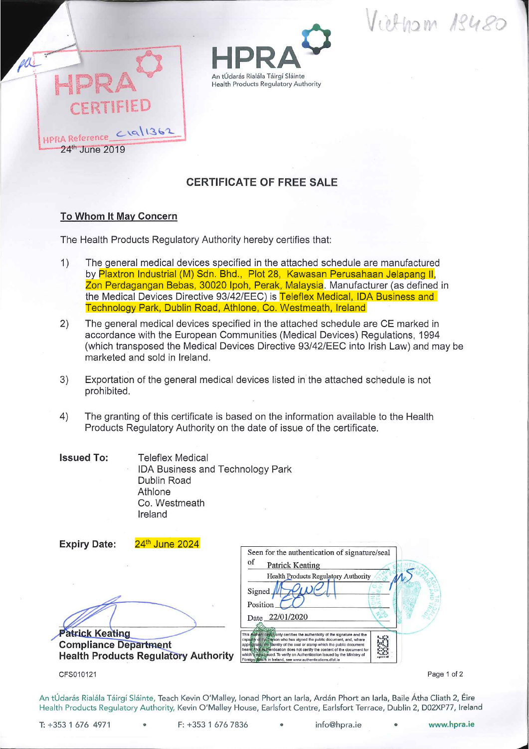Vietnam 19480

HPRA CERTIFIED

HPRA Reference C19/1362

24th June 2019

HPRA
An tÚdarás Rialála Táirgí Sláinte
Health Products Regulatory Authority

## CERTIFICATE OF FREE SALE

**To Whom It May Concern**

The Health Products Regulatory Authority hereby certifies that:

1) The general medical devices specified in the attached schedule are manufactured by Plaxtron Industrial (M) Sdn. Bhd., Plot 28, Kawasan Perusahaan Jelapang II, Zon Perdagangan Bebas, 30020 Ipoh, Perak, Malaysia. Manufacturer (as defined in the Medical Devices Directive 93/42/EEC) is Teleflex Medical, IDA Business and Technology Park, Dublin Road, Athlone, Co. Westmeath, Ireland

2) The general medical devices specified in the attached schedule are CE marked in accordance with the European Communities (Medical Devices) Regulations, 1994 (which transposed the Medical Devices Directive 93/42/EEC into Irish Law) and may be marketed and sold in Ireland.

3) Exportation of the general medical devices listed in the attached schedule is not prohibited.

4) The granting of this certificate is based on the information available to the Health Products Regulatory Authority on the date of issue of the certificate.

**Issued To:** Teleflex Medical
IDA Business and Technology Park
Dublin Road
Athlone
Co. Westmeath
Ireland

**Expiry Date:** 24th June 2024

Seen for the authentication of signature/seal of Patrick Keating
Health Products Regulatory Authority
Signed
Position
Date 22/01/2020

This authentication only certifies the authenticity of the signature and the capacity of the person who has signed the public document, and, where appropriate, the identity of the seal or stamp which the public document bears. This authentication does not certify the content of the document for which it was issued. To verify an Authentication issued by the Ministry of Foreign Affairs in Ireland, see www.authentications.dfat.ie

**Patrick Keating**
**Compliance Department**
**Health Products Regulatory Authority**

CFS010121

An tÚdarás Rialála Táirgí Sláinte, Teach Kevin O'Malley, Ionad Phort an Iarla, Ardán Phort an Iarla, Baile Átha Cliath 2, Éire
Health Products Regulatory Authority, Kevin O'Malley House, Earlsfort Centre, Earlsfort Terrace, Dublin 2, D02XP77, Ireland

T: +353 1 676 4971 • F: +353 1 676 7836 • info@hpra.ie • www.hpra.ie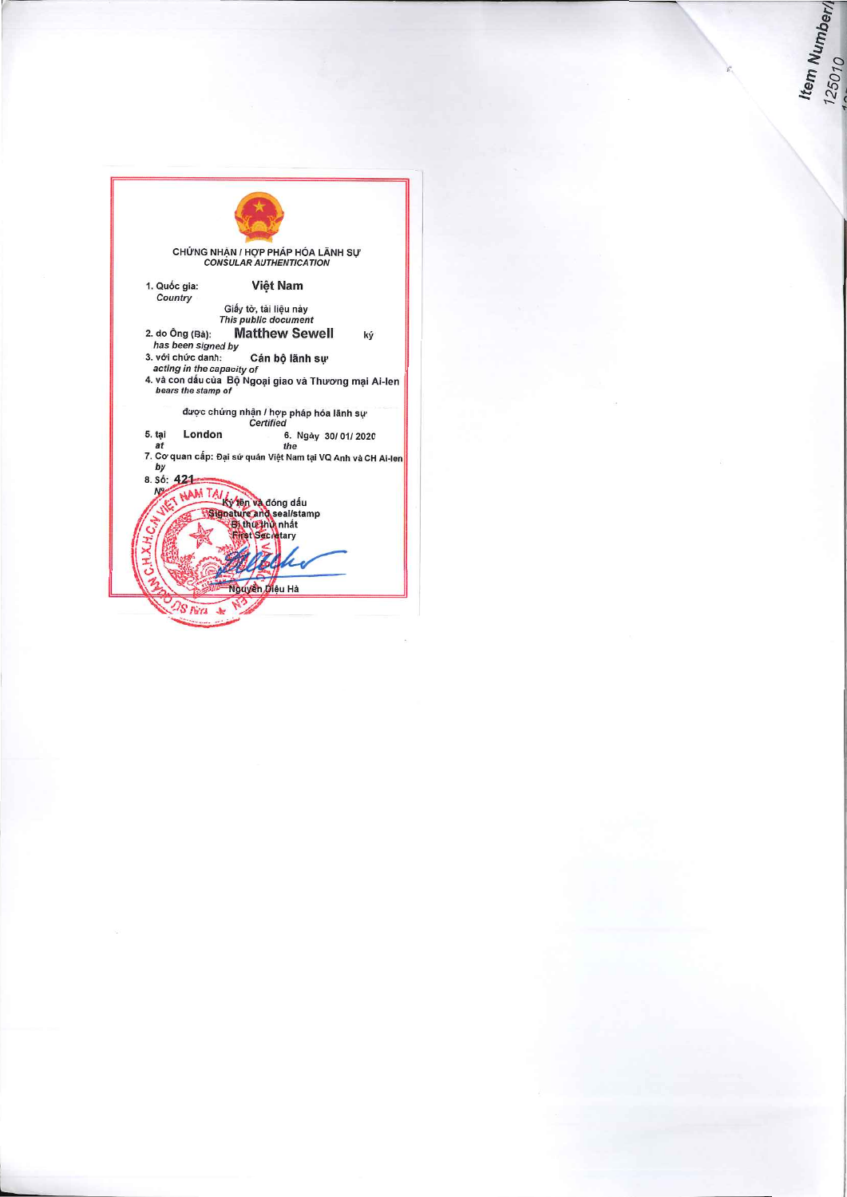**CHỨNG NHẬN / HỢP PHÁP HÓA LÃNH SỰ**
*CONSULAR AUTHENTICATION*

1. Quốc gia: **Việt Nam**
   *Country*

Giấy tờ, tài liệu này
*This public document*

2. do Ông (Bà): **Matthew Sewell** ký
   *has been signed by*
3. với chức danh: **Cán bộ lãnh sự**
   *acting in the capacity of*
4. và con dấu của Bộ Ngoại giao và Thương mại Ai-len
   *bears the stamp of*

được chứng nhận / hợp pháp hóa lãnh sự
*Certified*

5. tại **London** 6. Ngày 30/ 01/ 2020
   *at* *the*
7. Cơ quan cấp: Đại sứ quán Việt Nam tại VQ Anh và CH Ai-len
   *by*
8. Số: **421**
   *No*

Ký tên và đóng dấu
*Signature and seal/stamp*
Bí thư thứ nhất
First Secretary

Nguyễn Diệu Hà

Item Number/ 125010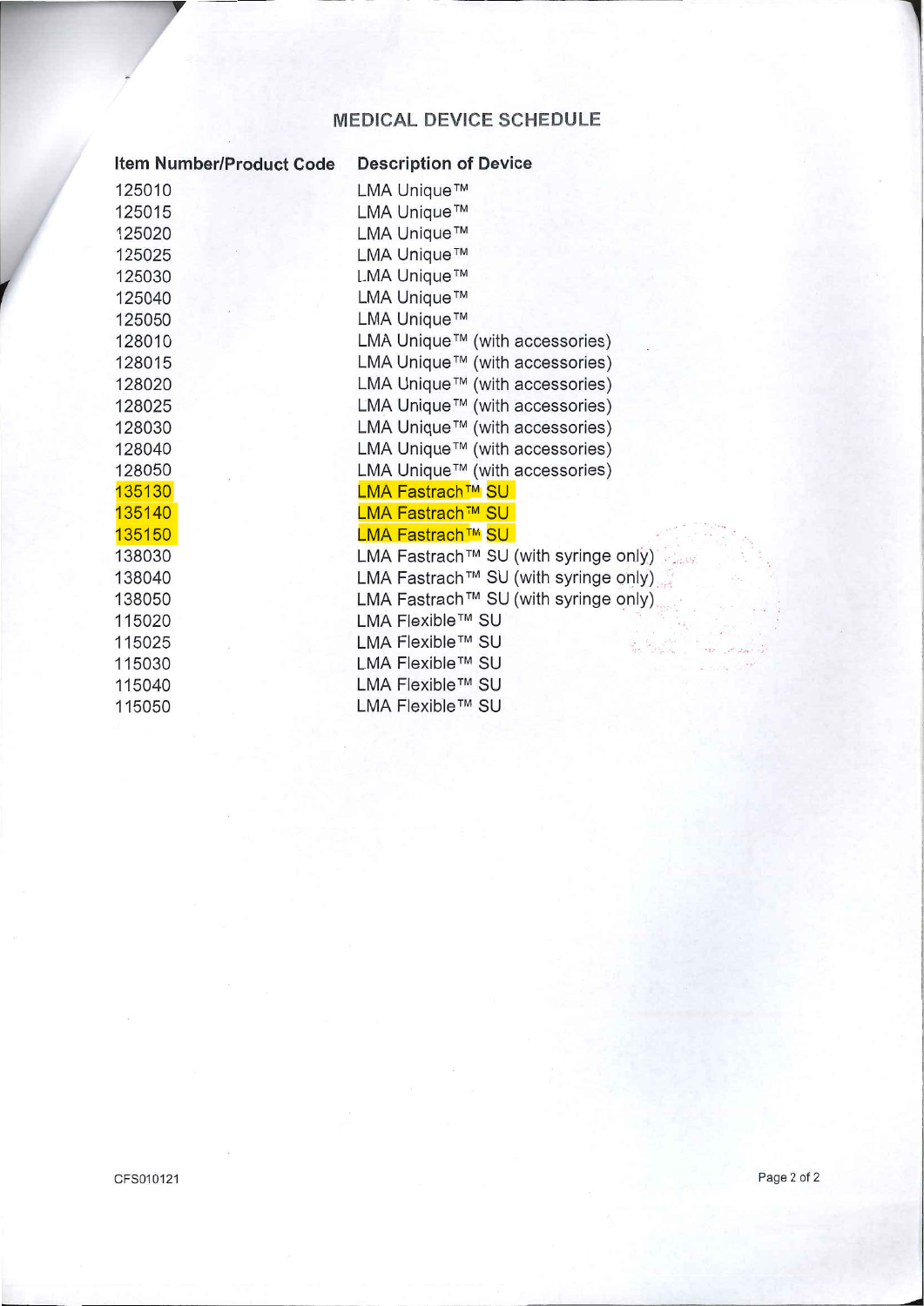## MEDICAL DEVICE SCHEDULE

| Item Number/Product Code | Description of Device |
|---|---|
| 125010 | LMA Unique™ |
| 125015 | LMA Unique™ |
| 125020 | LMA Unique™ |
| 125025 | LMA Unique™ |
| 125030 | LMA Unique™ |
| 125040 | LMA Unique™ |
| 125050 | LMA Unique™ |
| 128010 | LMA Unique™ (with accessories) |
| 128015 | LMA Unique™ (with accessories) |
| 128020 | LMA Unique™ (with accessories) |
| 128025 | LMA Unique™ (with accessories) |
| 128030 | LMA Unique™ (with accessories) |
| 128040 | LMA Unique™ (with accessories) |
| 128050 | LMA Unique™ (with accessories) |
| 135130 | LMA Fastrach™ SU |
| 135140 | LMA Fastrach™ SU |
| 135150 | LMA Fastrach™ SU |
| 138030 | LMA Fastrach™ SU (with syringe only) |
| 138040 | LMA Fastrach™ SU (with syringe only) |
| 138050 | LMA Fastrach™ SU (with syringe only) |
| 115020 | LMA Flexible™ SU |
| 115025 | LMA Flexible™ SU |
| 115030 | LMA Flexible™ SU |
| 115040 | LMA Flexible™ SU |
| 115050 | LMA Flexible™ SU |

CFS010121